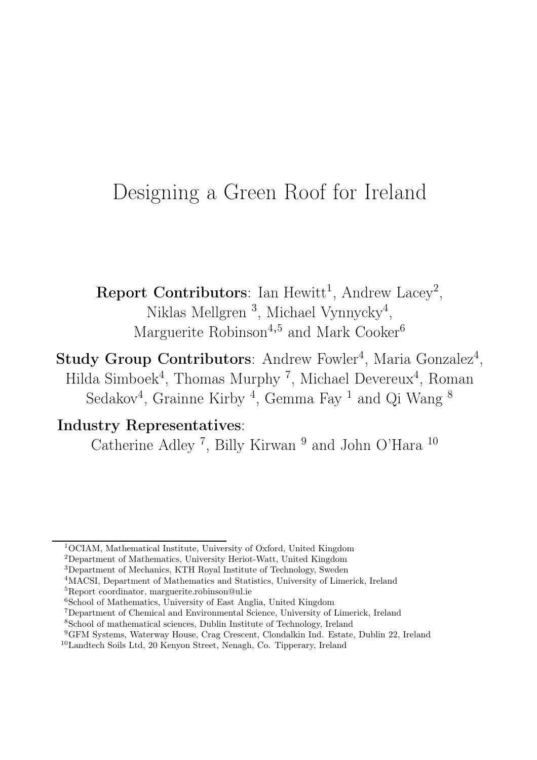# Designing a Green Roof for Ireland

**Report Contributors**: Ian Hewitt[1], Andrew Lacey[2], Niklas Mellgren [3], Michael Vynnycky[4], Marguerite Robinson[4,5] and Mark Cooker[6]

**Study Group Contributors**: Andrew Fowler[4], Maria Gonzalez[4], Hilda Simboek[4], Thomas Murphy [7], Michael Devereux[4], Roman Sedakov[4], Grainne Kirby [4], Gemma Fay [1] and Qi Wang [8]

**Industry Representatives**:

Catherine Adley [7], Billy Kirwan [9] and John O'Hara [10]

---

[1]OCIAM, Mathematical Institute, University of Oxford, United Kingdom

[2]Department of Mathematics, University Heriot-Watt, United Kingdom

[3]Department of Mechanics, KTH Royal Institute of Technology, Sweden

[4]MACSI, Department of Mathematics and Statistics, University of Limerick, Ireland

[5]Report coordinator, marguerite.robinson@ul.ie

[6]School of Mathematics, University of East Anglia, United Kingdom

[7]Department of Chemical and Environmental Science, University of Limerick, Ireland

[8]School of mathematical sciences, Dublin Institute of Technology, Ireland

[9]GFM Systems, Waterway House, Crag Crescent, Clondalkin Ind. Estate, Dublin 22, Ireland

[10]Landtech Soils Ltd, 20 Kenyon Street, Nenagh, Co. Tipperary, Ireland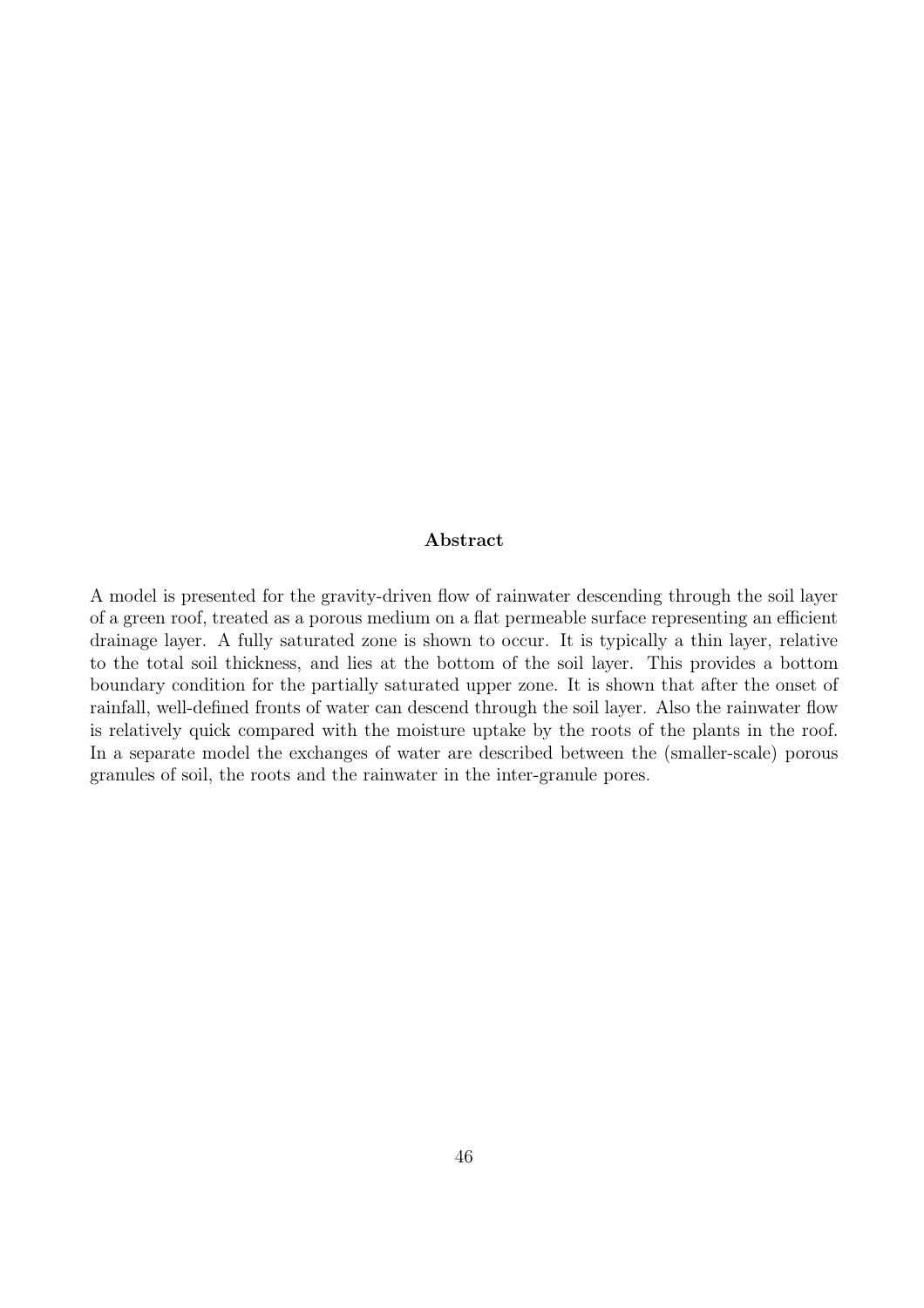**Abstract**

A model is presented for the gravity-driven flow of rainwater descending through the soil layer of a green roof, treated as a porous medium on a flat permeable surface representing an efficient drainage layer. A fully saturated zone is shown to occur. It is typically a thin layer, relative to the total soil thickness, and lies at the bottom of the soil layer. This provides a bottom boundary condition for the partially saturated upper zone. It is shown that after the onset of rainfall, well-defined fronts of water can descend through the soil layer. Also the rainwater flow is relatively quick compared with the moisture uptake by the roots of the plants in the roof. In a separate model the exchanges of water are described between the (smaller-scale) porous granules of soil, the roots and the rainwater in the inter-granule pores.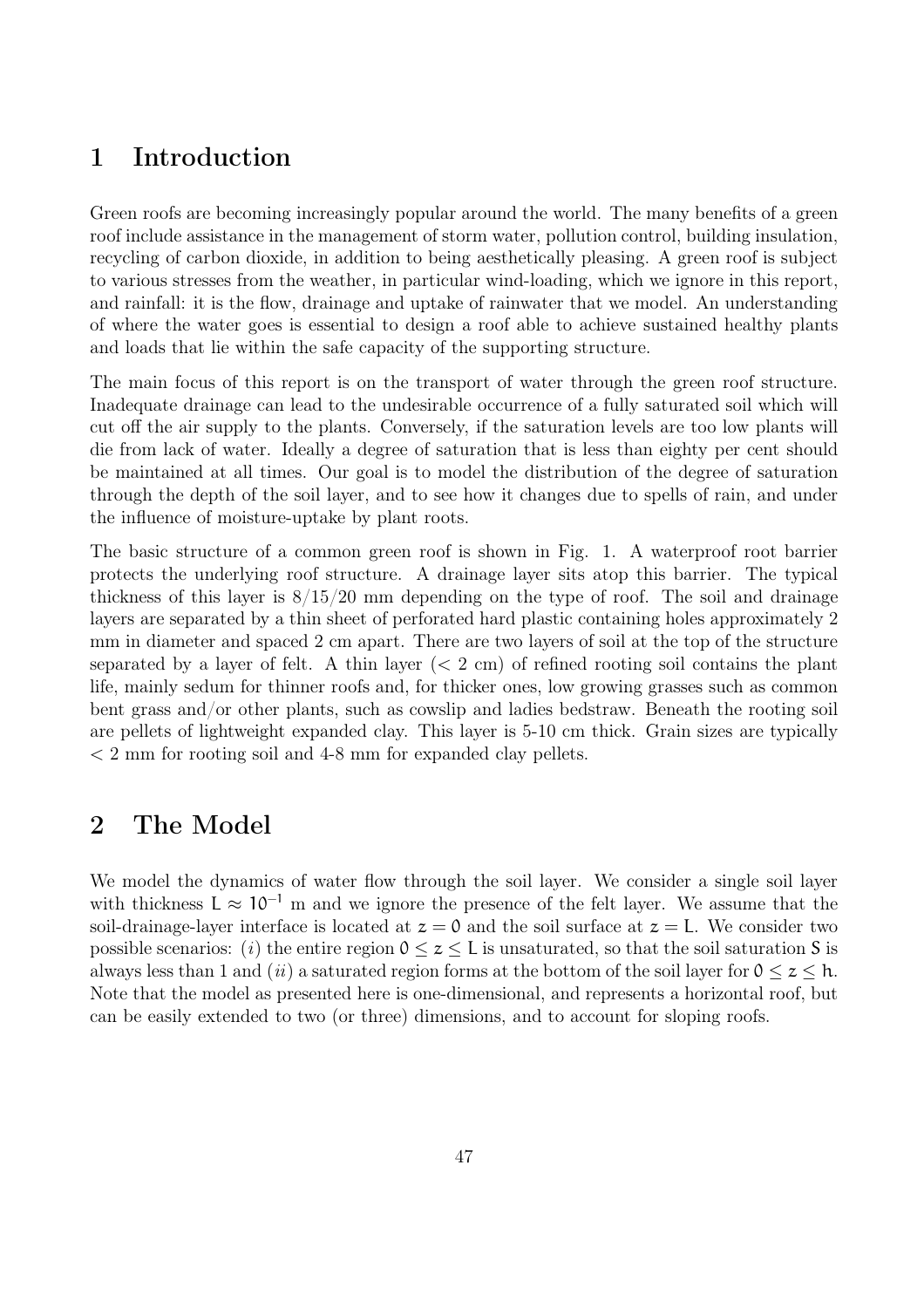# 1 Introduction

Green roofs are becoming increasingly popular around the world. The many benefits of a green roof include assistance in the management of storm water, pollution control, building insulation, recycling of carbon dioxide, in addition to being aesthetically pleasing. A green roof is subject to various stresses from the weather, in particular wind-loading, which we ignore in this report, and rainfall: it is the flow, drainage and uptake of rainwater that we model. An understanding of where the water goes is essential to design a roof able to achieve sustained healthy plants and loads that lie within the safe capacity of the supporting structure.

The main focus of this report is on the transport of water through the green roof structure. Inadequate drainage can lead to the undesirable occurrence of a fully saturated soil which will cut off the air supply to the plants. Conversely, if the saturation levels are too low plants will die from lack of water. Ideally a degree of saturation that is less than eighty per cent should be maintained at all times. Our goal is to model the distribution of the degree of saturation through the depth of the soil layer, and to see how it changes due to spells of rain, and under the influence of moisture-uptake by plant roots.

The basic structure of a common green roof is shown in Fig. 1. A waterproof root barrier protects the underlying roof structure. A drainage layer sits atop this barrier. The typical thickness of this layer is 8/15/20 mm depending on the type of roof. The soil and drainage layers are separated by a thin sheet of perforated hard plastic containing holes approximately 2 mm in diameter and spaced 2 cm apart. There are two layers of soil at the top of the structure separated by a layer of felt. A thin layer ($<$ 2 cm) of refined rooting soil contains the plant life, mainly sedum for thinner roofs and, for thicker ones, low growing grasses such as common bent grass and/or other plants, such as cowslip and ladies bedstraw. Beneath the rooting soil are pellets of lightweight expanded clay. This layer is 5-10 cm thick. Grain sizes are typically $<$ 2 mm for rooting soil and 4-8 mm for expanded clay pellets.

# 2 The Model

We model the dynamics of water flow through the soil layer. We consider a single soil layer with thickness $L \approx 10^{-1}$ m and we ignore the presence of the felt layer. We assume that the soil-drainage-layer interface is located at $z = 0$ and the soil surface at $z = L$. We consider two possible scenarios: (*i*) the entire region $0 \leq z \leq L$ is unsaturated, so that the soil saturation $S$ is always less than 1 and (*ii*) a saturated region forms at the bottom of the soil layer for $0 \leq z \leq h$. Note that the model as presented here is one-dimensional, and represents a horizontal roof, but can be easily extended to two (or three) dimensions, and to account for sloping roofs.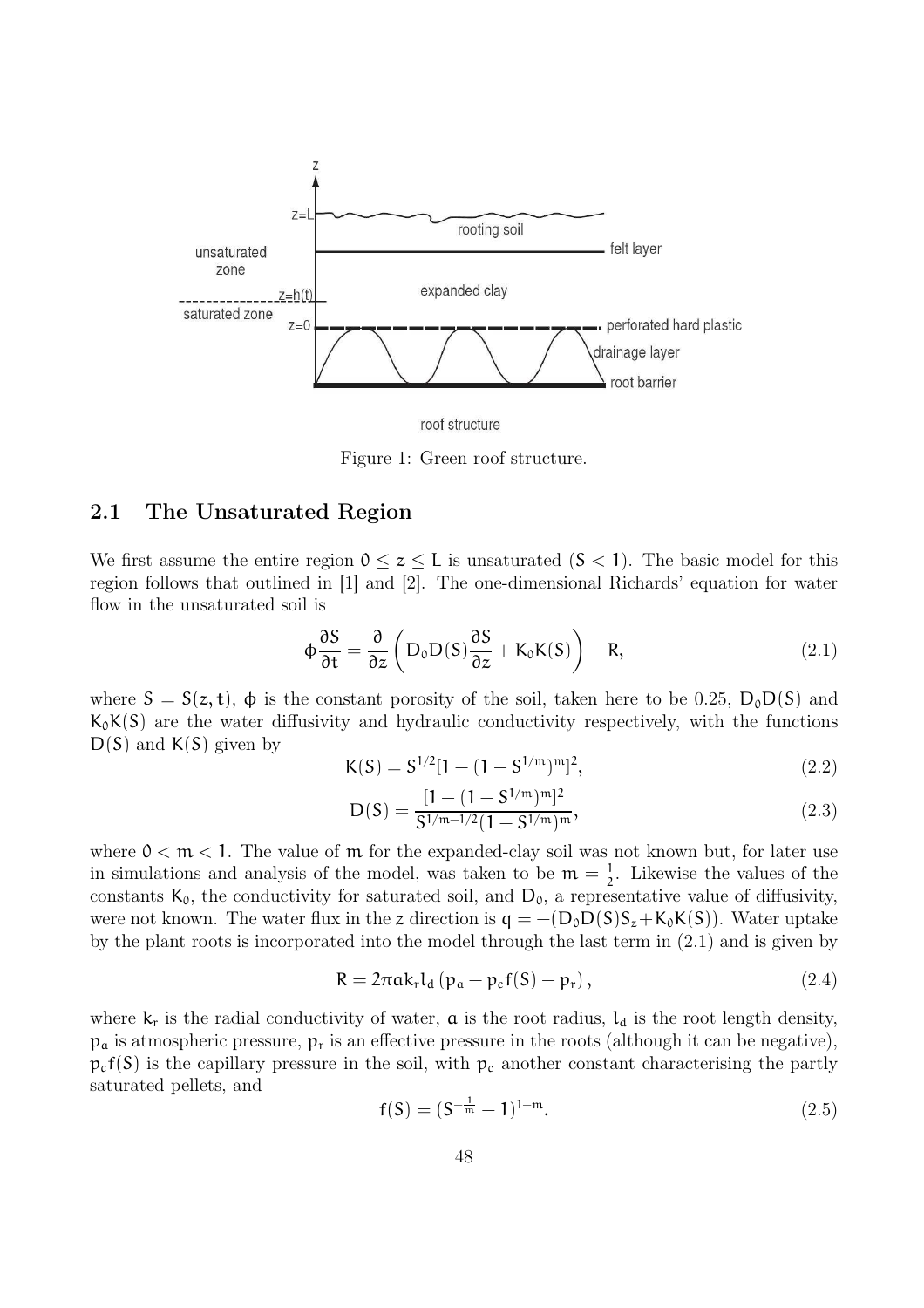Figure 1: Green roof structure.

## 2.1 The Unsaturated Region

We first assume the entire region $0 \le z \le L$ is unsaturated ($S < 1$). The basic model for this region follows that outlined in [1] and [2]. The one-dimensional Richards' equation for water flow in the unsaturated soil is

$$\phi \frac{\partial S}{\partial t} = \frac{\partial}{\partial z}\left( D_0 D(S) \frac{\partial S}{\partial z} + K_0 K(S) \right) - R, \tag{2.1}$$

where $S = S(z,t)$, $\phi$ is the constant porosity of the soil, taken here to be 0.25, $D_0 D(S)$ and $K_0 K(S)$ are the water diffusivity and hydraulic conductivity respectively, with the functions $D(S)$ and $K(S)$ given by

$$K(S) = S^{1/2}[1 - (1 - S^{1/m})^m]^2, \tag{2.2}$$

$$D(S) = \frac{[1 - (1 - S^{1/m})^m]^2}{S^{1/m - 1/2}(1 - S^{1/m})^m}, \tag{2.3}$$

where $0 < m < 1$. The value of $m$ for the expanded-clay soil was not known but, for later use in simulations and analysis of the model, was taken to be $m = \frac{1}{2}$. Likewise the values of the constants $K_0$, the conductivity for saturated soil, and $D_0$, a representative value of diffusivity, were not known. The water flux in the $z$ direction is $q = -(D_0 D(S) S_z + K_0 K(S))$. Water uptake by the plant roots is incorporated into the model through the last term in (2.1) and is given by

$$R = 2\pi a k_r l_d \left( p_a - p_c f(S) - p_r \right), \tag{2.4}$$

where $k_r$ is the radial conductivity of water, $a$ is the root radius, $l_d$ is the root length density, $p_a$ is atmospheric pressure, $p_r$ is an effective pressure in the roots (although it can be negative), $p_c f(S)$ is the capillary pressure in the soil, with $p_c$ another constant characterising the partly saturated pellets, and

$$f(S) = (S^{-\frac{1}{m}} - 1)^{1-m}. \tag{2.5}$$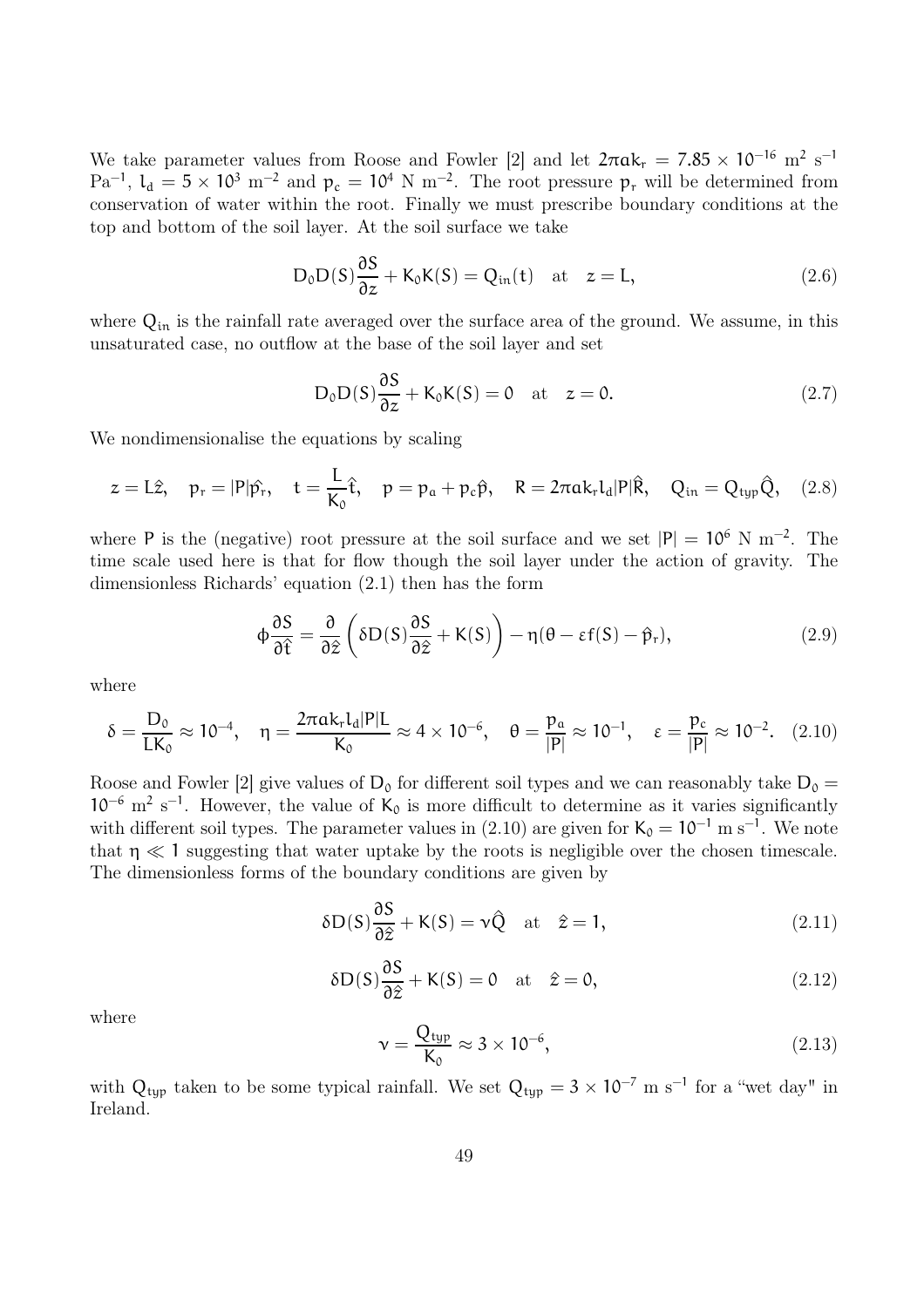We take parameter values from Roose and Fowler [2] and let $2\pi a k_r = 7.85 \times 10^{-16}$ m$^2$ s$^{-1}$ Pa$^{-1}$, $l_d = 5 \times 10^3$ m$^{-2}$ and $p_c = 10^4$ N m$^{-2}$. The root pressure $p_r$ will be determined from conservation of water within the root. Finally we must prescribe boundary conditions at the top and bottom of the soil layer. At the soil surface we take

$$D_0 D(S) \frac{\partial S}{\partial z} + K_0 K(S) = Q_{in}(t) \quad \text{at} \quad z = L, \tag{2.6}$$

where $Q_{in}$ is the rainfall rate averaged over the surface area of the ground. We assume, in this unsaturated case, no outflow at the base of the soil layer and set

$$D_0 D(S) \frac{\partial S}{\partial z} + K_0 K(S) = 0 \quad \text{at} \quad z = 0. \tag{2.7}$$

We nondimensionalise the equations by scaling

$$z = L\hat{z}, \quad p_r = |P|\hat{p_r}, \quad t = \frac{L}{K_0}\hat{t}, \quad p = p_a + p_c\hat{p}, \quad R = 2\pi a k_r l_d |P| \hat{R}, \quad Q_{in} = Q_{typ}\hat{Q}, \tag{2.8}$$

where $P$ is the (negative) root pressure at the soil surface and we set $|P| = 10^6$ N m$^{-2}$. The time scale used here is that for flow though the soil layer under the action of gravity. The dimensionless Richards' equation (2.1) then has the form

$$\phi \frac{\partial S}{\partial \hat{t}} = \frac{\partial}{\partial \hat{z}} \left( \delta D(S) \frac{\partial S}{\partial \hat{z}} + K(S) \right) - \eta(\theta - \varepsilon f(S) - \hat{p}_r), \tag{2.9}$$

where

$$\delta = \frac{D_0}{L K_0} \approx 10^{-4}, \quad \eta = \frac{2\pi a k_r l_d |P| L}{K_0} \approx 4 \times 10^{-6}, \quad \theta = \frac{p_a}{|P|} \approx 10^{-1}, \quad \varepsilon = \frac{p_c}{|P|} \approx 10^{-2}. \tag{2.10}$$

Roose and Fowler [2] give values of $D_0$ for different soil types and we can reasonably take $D_0 = 10^{-6}$ m$^2$ s$^{-1}$. However, the value of $K_0$ is more difficult to determine as it varies significantly with different soil types. The parameter values in (2.10) are given for $K_0 = 10^{-1}$ m s$^{-1}$. We note that $\eta \ll 1$ suggesting that water uptake by the roots is negligible over the chosen timescale. The dimensionless forms of the boundary conditions are given by

$$\delta D(S) \frac{\partial S}{\partial \hat{z}} + K(S) = \nu \hat{Q} \quad \text{at} \quad \hat{z} = 1, \tag{2.11}$$

$$\delta D(S) \frac{\partial S}{\partial \hat{z}} + K(S) = 0 \quad \text{at} \quad \hat{z} = 0, \tag{2.12}$$

where

$$\nu = \frac{Q_{typ}}{K_0} \approx 3 \times 10^{-6}, \tag{2.13}$$

with $Q_{typ}$ taken to be some typical rainfall. We set $Q_{typ} = 3 \times 10^{-7}$ m s$^{-1}$ for a "wet day" in Ireland.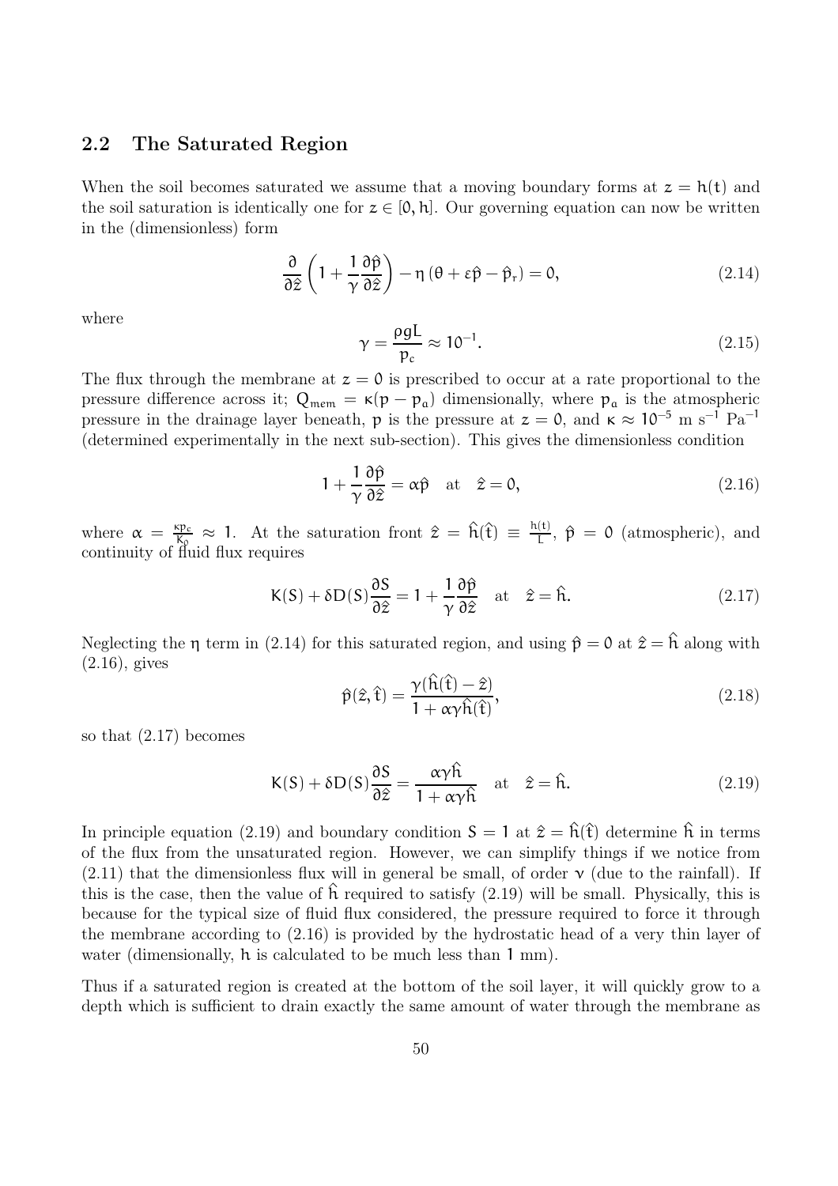## 2.2 The Saturated Region

When the soil becomes saturated we assume that a moving boundary forms at $z = h(t)$ and the soil saturation is identically one for $z \in [0, h]$. Our governing equation can now be written in the (dimensionless) form

$$\frac{\partial}{\partial \hat{z}}\left(1 + \frac{1}{\gamma}\frac{\partial \hat{p}}{\partial \hat{z}}\right) - \eta\left(\theta + \varepsilon\hat{p} - \hat{p}_r\right) = 0, \tag{2.14}$$

where

$$\gamma = \frac{\rho g L}{p_c} \approx 10^{-1}. \tag{2.15}$$

The flux through the membrane at $z = 0$ is prescribed to occur at a rate proportional to the pressure difference across it; $Q_{mem} = \kappa(p - p_a)$ dimensionally, where $p_a$ is the atmospheric pressure in the drainage layer beneath, $p$ is the pressure at $z = 0$, and $\kappa \approx 10^{-5}$ m s$^{-1}$ Pa$^{-1}$ (determined experimentally in the next sub-section). This gives the dimensionless condition

$$1 + \frac{1}{\gamma}\frac{\partial \hat{p}}{\partial \hat{z}} = \alpha\hat{p} \quad \text{at} \quad \hat{z} = 0, \tag{2.16}$$

where $\alpha = \frac{\kappa p_c}{K_0} \approx 1$. At the saturation front $\hat{z} = \hat{h}(\hat{t}) \equiv \frac{h(t)}{L}$, $\hat{p} = 0$ (atmospheric), and continuity of fluid flux requires

$$K(S) + \delta D(S)\frac{\partial S}{\partial \hat{z}} = 1 + \frac{1}{\gamma}\frac{\partial \hat{p}}{\partial \hat{z}} \quad \text{at} \quad \hat{z} = \hat{h}. \tag{2.17}$$

Neglecting the $\eta$ term in (2.14) for this saturated region, and using $\hat{p} = 0$ at $\hat{z} = \hat{h}$ along with (2.16), gives

$$\hat{p}(\hat{z}, \hat{t}) = \frac{\gamma(\hat{h}(\hat{t}) - \hat{z})}{1 + \alpha\gamma\hat{h}(\hat{t})}, \tag{2.18}$$

so that (2.17) becomes

$$K(S) + \delta D(S)\frac{\partial S}{\partial \hat{z}} = \frac{\alpha\gamma\hat{h}}{1 + \alpha\gamma\hat{h}} \quad \text{at} \quad \hat{z} = \hat{h}. \tag{2.19}$$

In principle equation (2.19) and boundary condition $S = 1$ at $\hat{z} = \hat{h}(\hat{t})$ determine $\hat{h}$ in terms of the flux from the unsaturated region. However, we can simplify things if we notice from (2.11) that the dimensionless flux will in general be small, of order $\nu$ (due to the rainfall). If this is the case, then the value of $\hat{h}$ required to satisfy (2.19) will be small. Physically, this is because for the typical size of fluid flux considered, the pressure required to force it through the membrane according to (2.16) is provided by the hydrostatic head of a very thin layer of water (dimensionally, $h$ is calculated to be much less than 1 mm).

Thus if a saturated region is created at the bottom of the soil layer, it will quickly grow to a depth which is sufficient to drain exactly the same amount of water through the membrane as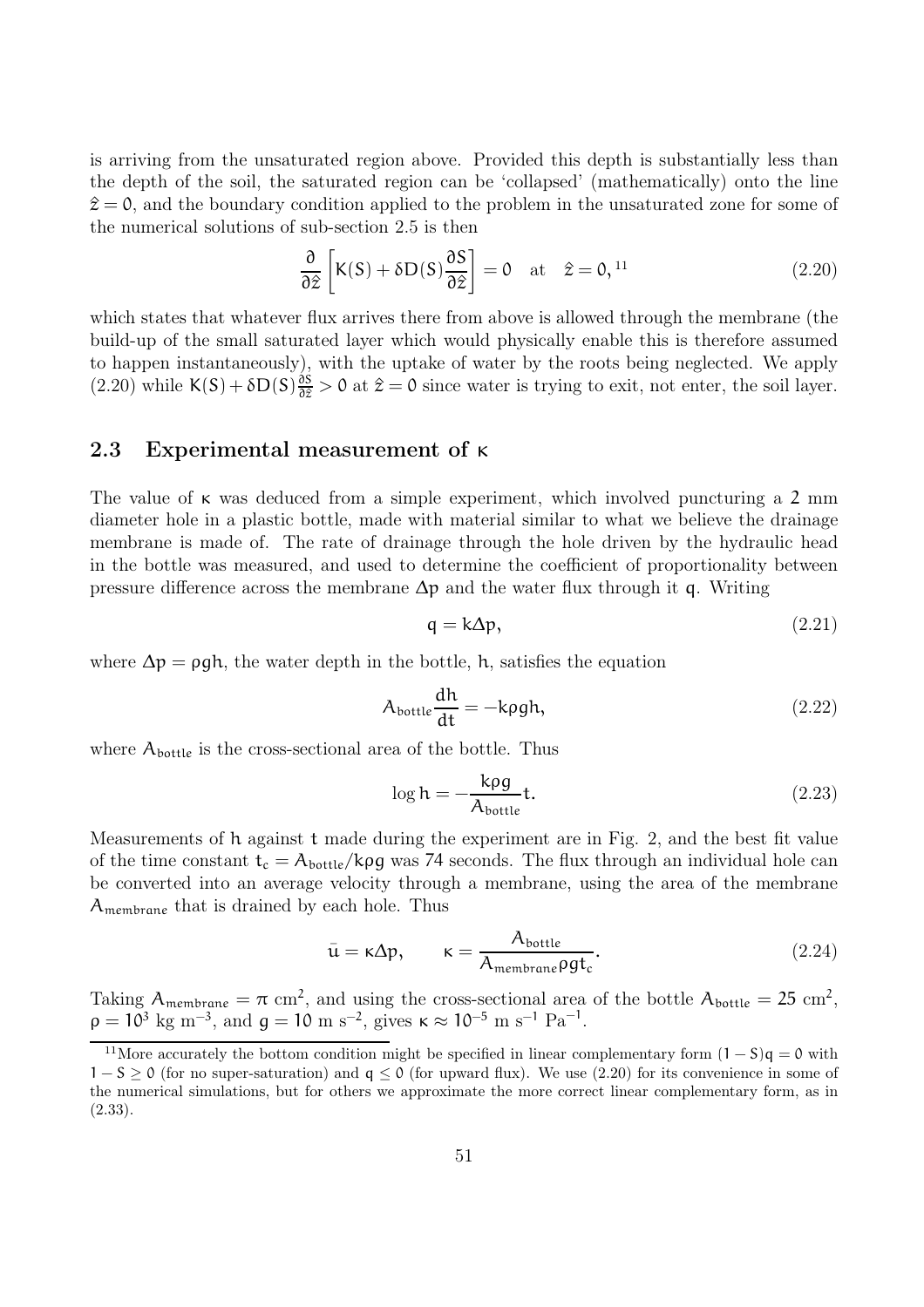is arriving from the unsaturated region above. Provided this depth is substantially less than the depth of the soil, the saturated region can be 'collapsed' (mathematically) onto the line $\hat{z} = 0$, and the boundary condition applied to the problem in the unsaturated zone for some of the numerical solutions of sub-section 2.5 is then

$$\frac{\partial}{\partial \hat{z}}\left[K(S) + \delta D(S)\frac{\partial S}{\partial \hat{z}}\right] = 0 \quad \text{at} \quad \hat{z} = 0,[11] \tag{2.20}$$

which states that whatever flux arrives there from above is allowed through the membrane (the build-up of the small saturated layer which would physically enable this is therefore assumed to happen instantaneously), with the uptake of water by the roots being neglected. We apply (2.20) while $K(S) + \delta D(S)\frac{\partial S}{\partial \hat{z}} > 0$ at $\hat{z} = 0$ since water is trying to exit, not enter, the soil layer.

## 2.3 Experimental measurement of $\kappa$

The value of $\kappa$ was deduced from a simple experiment, which involved puncturing a 2 mm diameter hole in a plastic bottle, made with material similar to what we believe the drainage membrane is made of. The rate of drainage through the hole driven by the hydraulic head in the bottle was measured, and used to determine the coefficient of proportionality between pressure difference across the membrane $\Delta p$ and the water flux through it $q$. Writing

$$q = k\Delta p, \tag{2.21}$$

where $\Delta p = \rho g h$, the water depth in the bottle, $h$, satisfies the equation

$$A_{\text{bottle}}\frac{dh}{dt} = -k\rho g h, \tag{2.22}$$

where $A_{\text{bottle}}$ is the cross-sectional area of the bottle. Thus

$$\log h = -\frac{k\rho g}{A_{\text{bottle}}}t. \tag{2.23}$$

Measurements of $h$ against $t$ made during the experiment are in Fig. 2, and the best fit value of the time constant $t_c = A_{\text{bottle}}/k\rho g$ was 74 seconds. The flux through an individual hole can be converted into an average velocity through a membrane, using the area of the membrane $A_{membrane}$ that is drained by each hole. Thus

$$\bar{u} = \kappa\Delta p, \qquad \kappa = \frac{A_{\text{bottle}}}{A_{\text{membrane}}\rho g t_c}. \tag{2.24}$$

Taking $A_{\text{membrane}} = \pi$ cm$^2$, and using the cross-sectional area of the bottle $A_{\text{bottle}} = 25$ cm$^2$, $\rho = 10^3$ kg m$^{-3}$, and $g = 10$ m s$^{-2}$, gives $\kappa \approx 10^{-5}$ m s$^{-1}$ Pa$^{-1}$.

---

[11] More accurately the bottom condition might be specified in linear complementary form $(1 - S)q = 0$ with $1 - S \geq 0$ (for no super-saturation) and $q \leq 0$ (for upward flux). We use (2.20) for its convenience in some of the numerical simulations, but for others we approximate the more correct linear complementary form, as in (2.33).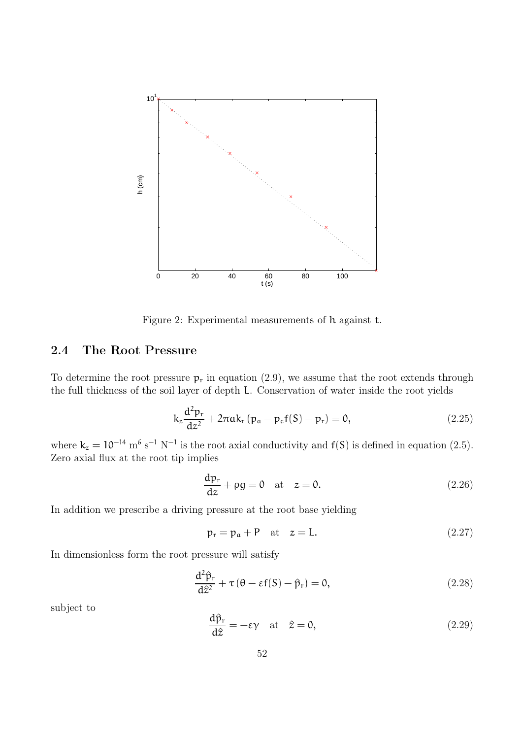Figure 2: Experimental measurements of $h$ against $t$.

## 2.4 The Root Pressure

To determine the root pressure $p_r$ in equation (2.9), we assume that the root extends through the full thickness of the soil layer of depth $L$. Conservation of water inside the root yields

$$k_z \frac{d^2 p_r}{dz^2} + 2\pi a k_r \left(p_a - p_c f(S) - p_r\right) = 0, \tag{2.25}$$

where $k_z = 10^{-14}$ m$^6$ s$^{-1}$ N$^{-1}$ is the root axial conductivity and $f(S)$ is defined in equation (2.5). Zero axial flux at the root tip implies

$$\frac{dp_r}{dz} + \rho g = 0 \quad \text{at} \quad z = 0. \tag{2.26}$$

In addition we prescribe a driving pressure at the root base yielding

$$p_r = p_a + P \quad \text{at} \quad z = L. \tag{2.27}$$

In dimensionless form the root pressure will satisfy

$$\frac{d^2 \hat{p}_r}{d\hat{z}^2} + \tau \left(\theta - \varepsilon f(S) - \hat{p}_r\right) = 0, \tag{2.28}$$

subject to

$$\frac{d\hat{p}_r}{d\hat{z}} = -\varepsilon \gamma \quad \text{at} \quad \hat{z} = 0, \tag{2.29}$$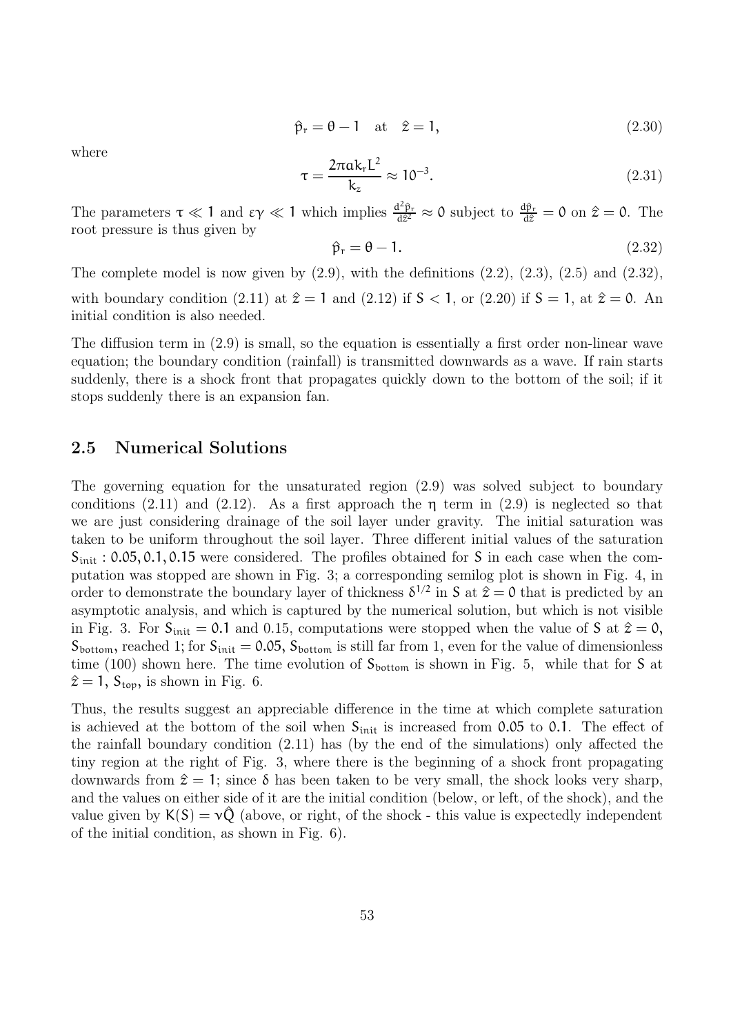$$\hat{p}_r = \theta - 1 \quad \text{at} \quad \hat{z} = 1, \tag{2.30}$$

where

$$\tau = \frac{2\pi a k_r L^2}{k_z} \approx 10^{-3}. \tag{2.31}$$

The parameters $\tau \ll 1$ and $\varepsilon\gamma \ll 1$ which implies $\frac{d^2\hat{p}_r}{d\hat{z}^2} \approx 0$ subject to $\frac{d\hat{p}_r}{d\hat{z}} = 0$ on $\hat{z} = 0$. The root pressure is thus given by

$$\hat{p}_r = \theta - 1. \tag{2.32}$$

The complete model is now given by (2.9), with the definitions (2.2), (2.3), (2.5) and (2.32), with boundary condition (2.11) at $\hat{z} = 1$ and (2.12) if $S < 1$, or (2.20) if $S = 1$, at $\hat{z} = 0$. An initial condition is also needed.

The diffusion term in (2.9) is small, so the equation is essentially a first order non-linear wave equation; the boundary condition (rainfall) is transmitted downwards as a wave. If rain starts suddenly, there is a shock front that propagates quickly down to the bottom of the soil; if it stops suddenly there is an expansion fan.

## 2.5 Numerical Solutions

The governing equation for the unsaturated region (2.9) was solved subject to boundary conditions (2.11) and (2.12). As a first approach the $\eta$ term in (2.9) is neglected so that we are just considering drainage of the soil layer under gravity. The initial saturation was taken to be uniform throughout the soil layer. Three different initial values of the saturation $S_{\text{init}}$ : $0.05, 0.1, 0.15$ were considered. The profiles obtained for $S$ in each case when the computation was stopped are shown in Fig. 3; a corresponding semilog plot is shown in Fig. 4, in order to demonstrate the boundary layer of thickness $\delta^{1/2}$ in $S$ at $\hat{z} = 0$ that is predicted by an asymptotic analysis, and which is captured by the numerical solution, but which is not visible in Fig. 3. For $S_{\text{init}} = 0.1$ and 0.15, computations were stopped when the value of $S$ at $\hat{z} = 0$, $S_{\text{bottom}}$, reached 1; for $S_{\text{init}} = 0.05$, $S_{\text{bottom}}$ is still far from 1, even for the value of dimensionless time (100) shown here. The time evolution of $S_{\text{bottom}}$ is shown in Fig. 5, while that for $S$ at $\hat{z} = 1$, $S_{\text{top}}$, is shown in Fig. 6.

Thus, the results suggest an appreciable difference in the time at which complete saturation is achieved at the bottom of the soil when $S_{\text{init}}$ is increased from $0.05$ to $0.1$. The effect of the rainfall boundary condition (2.11) has (by the end of the simulations) only affected the tiny region at the right of Fig. 3, where there is the beginning of a shock front propagating downwards from $\hat{z} = 1$; since $\delta$ has been taken to be very small, the shock looks very sharp, and the values on either side of it are the initial condition (below, or left, of the shock), and the value given by $K(S) = \nu\hat{Q}$ (above, or right, of the shock - this value is expectedly independent of the initial condition, as shown in Fig. 6).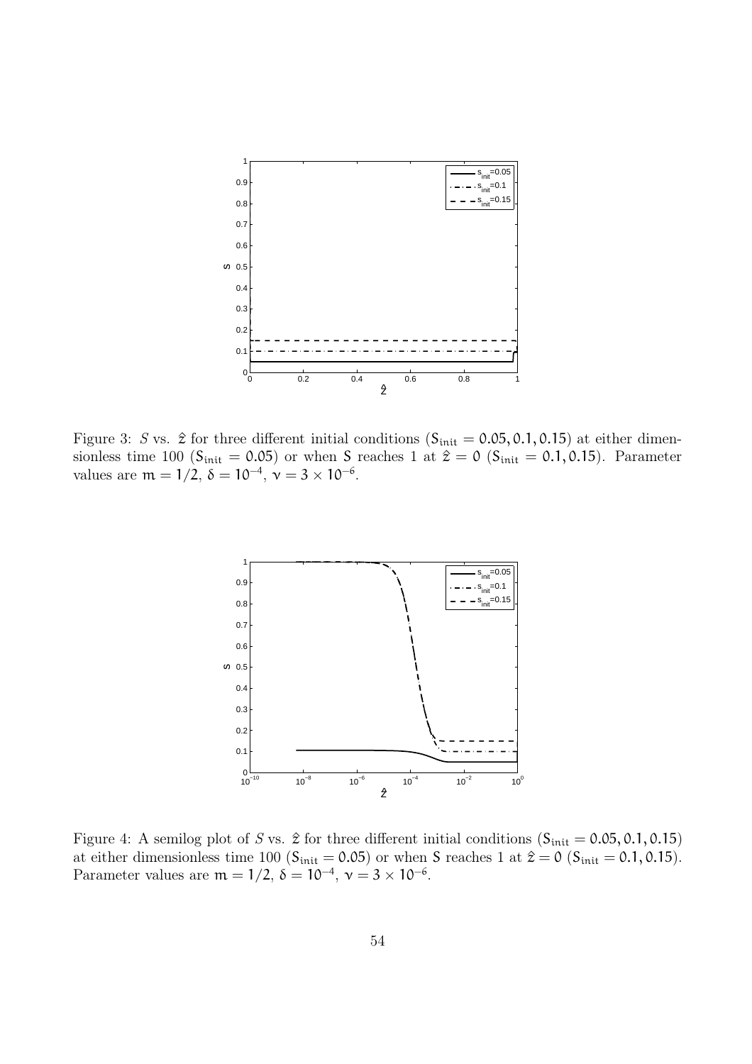Figure 3: $S$ vs. $\hat{z}$ for three different initial conditions ($S_{init} = 0.05, 0.1, 0.15$) at either dimensionless time 100 ($S_{init} = 0.05$) or when S reaches 1 at $\hat{z} = 0$ ($S_{init} = 0.1, 0.15$). Parameter values are $m = 1/2$, $\delta = 10^{-4}$, $\nu = 3 \times 10^{-6}$.

Figure 4: A semilog plot of $S$ vs. $\hat{z}$ for three different initial conditions ($S_{init} = 0.05, 0.1, 0.15$) at either dimensionless time 100 ($S_{init} = 0.05$) or when S reaches 1 at $\hat{z} = 0$ ($S_{init} = 0.1, 0.15$). Parameter values are $m = 1/2$, $\delta = 10^{-4}$, $\nu = 3 \times 10^{-6}$.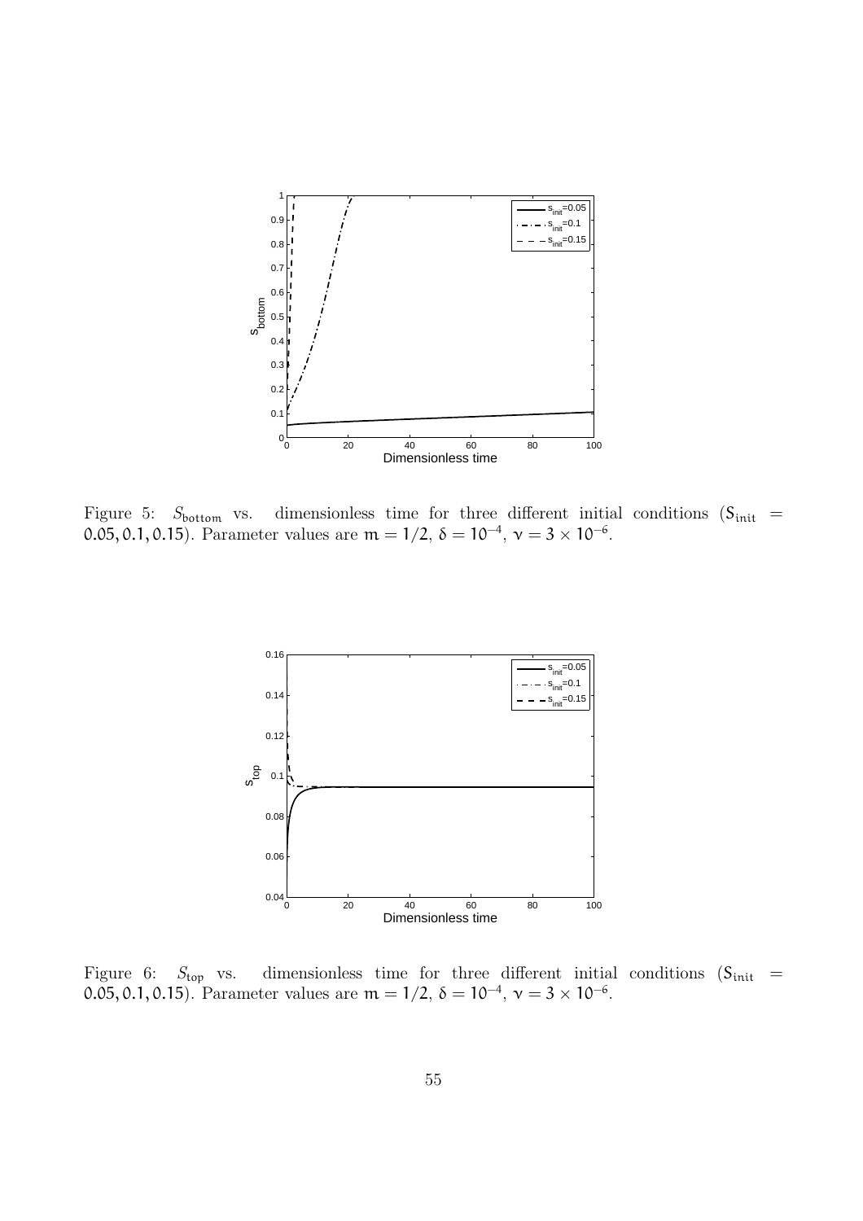Figure 5: $S_{\text{bottom}}$ vs. dimensionless time for three different initial conditions ($S_{\text{init}} = 0.05, 0.1, 0.15$). Parameter values are $m = 1/2$, $\delta = 10^{-4}$, $\nu = 3 \times 10^{-6}$.

Figure 6: $S_{\text{top}}$ vs. dimensionless time for three different initial conditions ($S_{\text{init}} = 0.05, 0.1, 0.15$). Parameter values are $m = 1/2$, $\delta = 10^{-4}$, $\nu = 3 \times 10^{-6}$.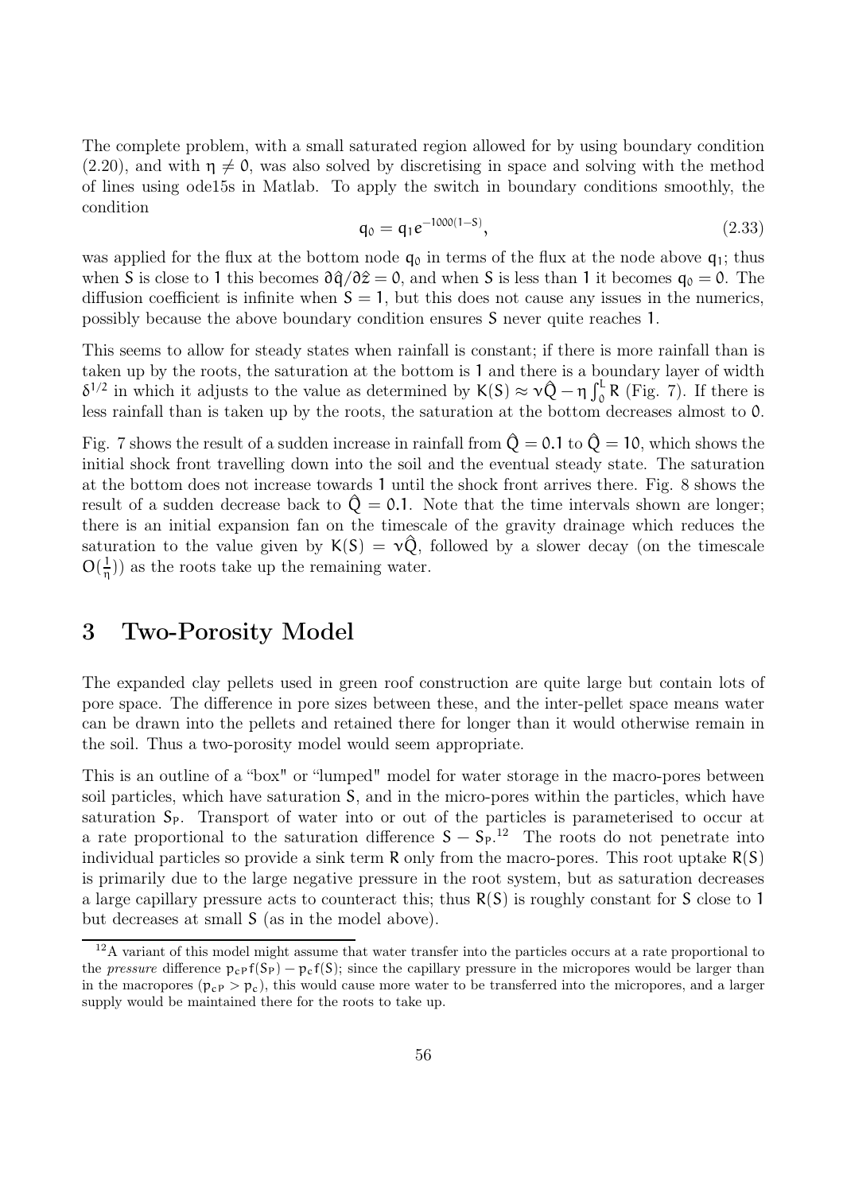The complete problem, with a small saturated region allowed for by using boundary condition (2.20), and with $\eta \neq 0$, was also solved by discretising in space and solving with the method of lines using ode15s in Matlab. To apply the switch in boundary conditions smoothly, the condition

$$q_0 = q_1 e^{-1000(1-S)}, \tag{2.33}$$

was applied for the flux at the bottom node $q_0$ in terms of the flux at the node above $q_1$; thus when $S$ is close to 1 this becomes $\partial \hat{q}/\partial \hat{z} = 0$, and when $S$ is less than 1 it becomes $q_0 = 0$. The diffusion coefficient is infinite when $S = 1$, but this does not cause any issues in the numerics, possibly because the above boundary condition ensures $S$ never quite reaches 1.

This seems to allow for steady states when rainfall is constant; if there is more rainfall than is taken up by the roots, the saturation at the bottom is 1 and there is a boundary layer of width $\delta^{1/2}$ in which it adjusts to the value as determined by $K(S) \approx \nu \hat{Q} - \eta \int_0^L R$ (Fig. 7). If there is less rainfall than is taken up by the roots, the saturation at the bottom decreases almost to 0.

Fig. 7 shows the result of a sudden increase in rainfall from $\hat{Q} = 0.1$ to $\hat{Q} = 10$, which shows the initial shock front travelling down into the soil and the eventual steady state. The saturation at the bottom does not increase towards 1 until the shock front arrives there. Fig. 8 shows the result of a sudden decrease back to $\hat{Q} = 0.1$. Note that the time intervals shown are longer; there is an initial expansion fan on the timescale of the gravity drainage which reduces the saturation to the value given by $K(S) = \nu \hat{Q}$, followed by a slower decay (on the timescale $O(\frac{1}{\eta})$) as the roots take up the remaining water.

# 3 Two-Porosity Model

The expanded clay pellets used in green roof construction are quite large but contain lots of pore space. The difference in pore sizes between these, and the inter-pellet space means water can be drawn into the pellets and retained there for longer than it would otherwise remain in the soil. Thus a two-porosity model would seem appropriate.

This is an outline of a "box" or "lumped" model for water storage in the macro-pores between soil particles, which have saturation $S$, and in the micro-pores within the particles, which have saturation $S_P$. Transport of water into or out of the particles is parameterised to occur at a rate proportional to the saturation difference $S - S_P$.[12] The roots do not penetrate into individual particles so provide a sink term $R$ only from the macro-pores. This root uptake $R(S)$ is primarily due to the large negative pressure in the root system, but as saturation decreases a large capillary pressure acts to counteract this; thus $R(S)$ is roughly constant for $S$ close to 1 but decreases at small $S$ (as in the model above).

[12] A variant of this model might assume that water transfer into the particles occurs at a rate proportional to the *pressure* difference $p_{cP} f(S_P) - p_c f(S)$; since the capillary pressure in the micropores would be larger than in the macropores ($p_{cP} > p_c$), this would cause more water to be transferred into the micropores, and a larger supply would be maintained there for the roots to take up.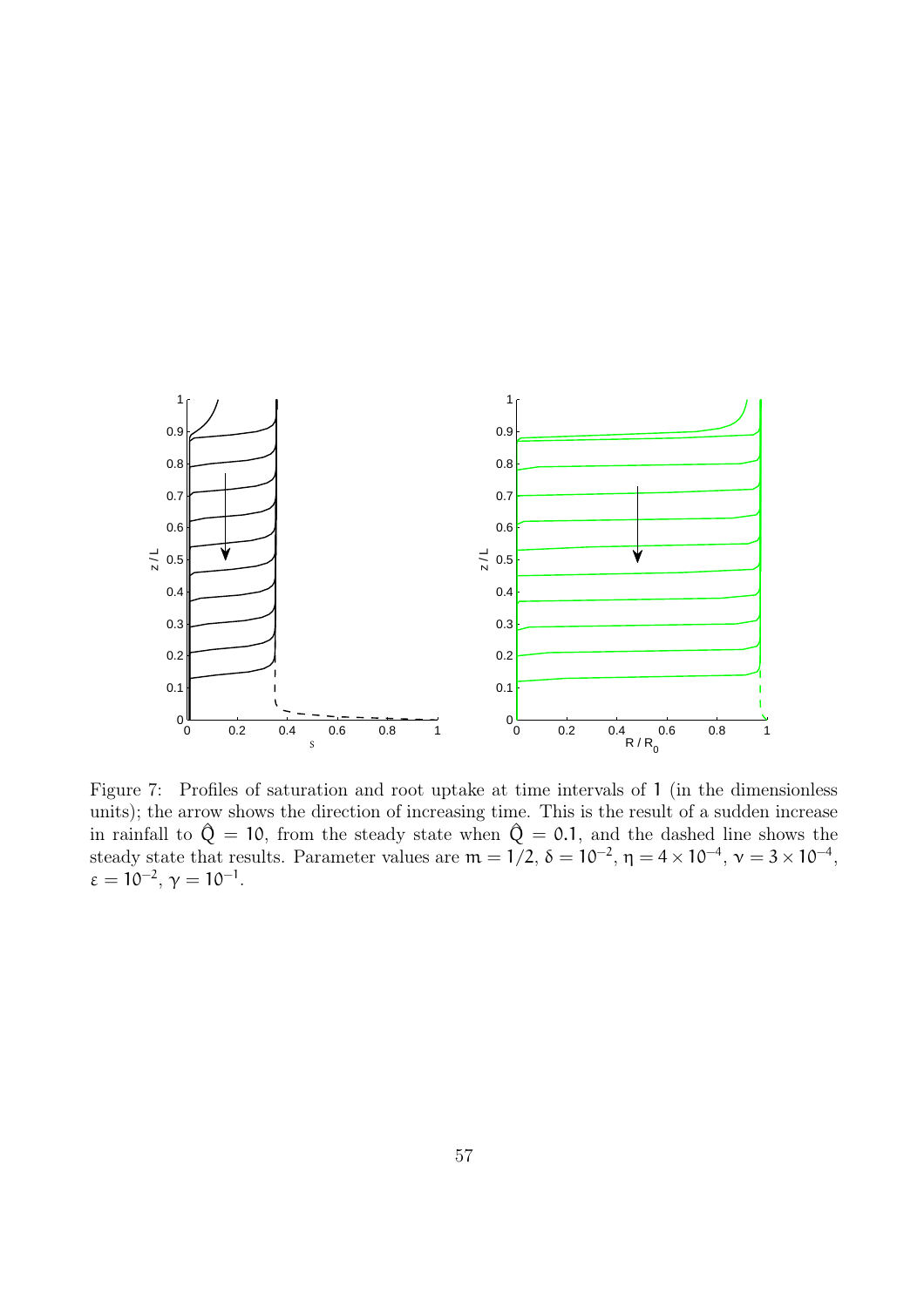Figure 7: Profiles of saturation and root uptake at time intervals of 1 (in the dimensionless units); the arrow shows the direction of increasing time. This is the result of a sudden increase in rainfall to $\hat{Q} = 10$, from the steady state when $\hat{Q} = 0.1$, and the dashed line shows the steady state that results. Parameter values are $m = 1/2$, $\delta = 10^{-2}$, $\eta = 4 \times 10^{-4}$, $\nu = 3 \times 10^{-4}$, $\varepsilon = 10^{-2}$, $\gamma = 10^{-1}$.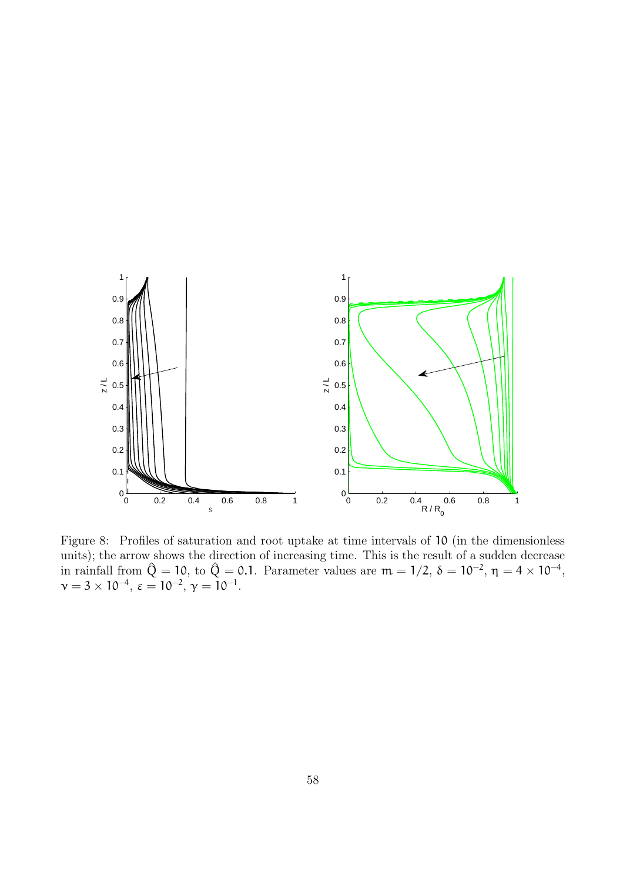Figure 8: Profiles of saturation and root uptake at time intervals of 10 (in the dimensionless units); the arrow shows the direction of increasing time. This is the result of a sudden decrease in rainfall from $\hat{Q} = 10$, to $\hat{Q} = 0.1$. Parameter values are $m = 1/2$, $\delta = 10^{-2}$, $\eta = 4 \times 10^{-4}$, $\nu = 3 \times 10^{-4}$, $\varepsilon = 10^{-2}$, $\gamma = 10^{-1}$.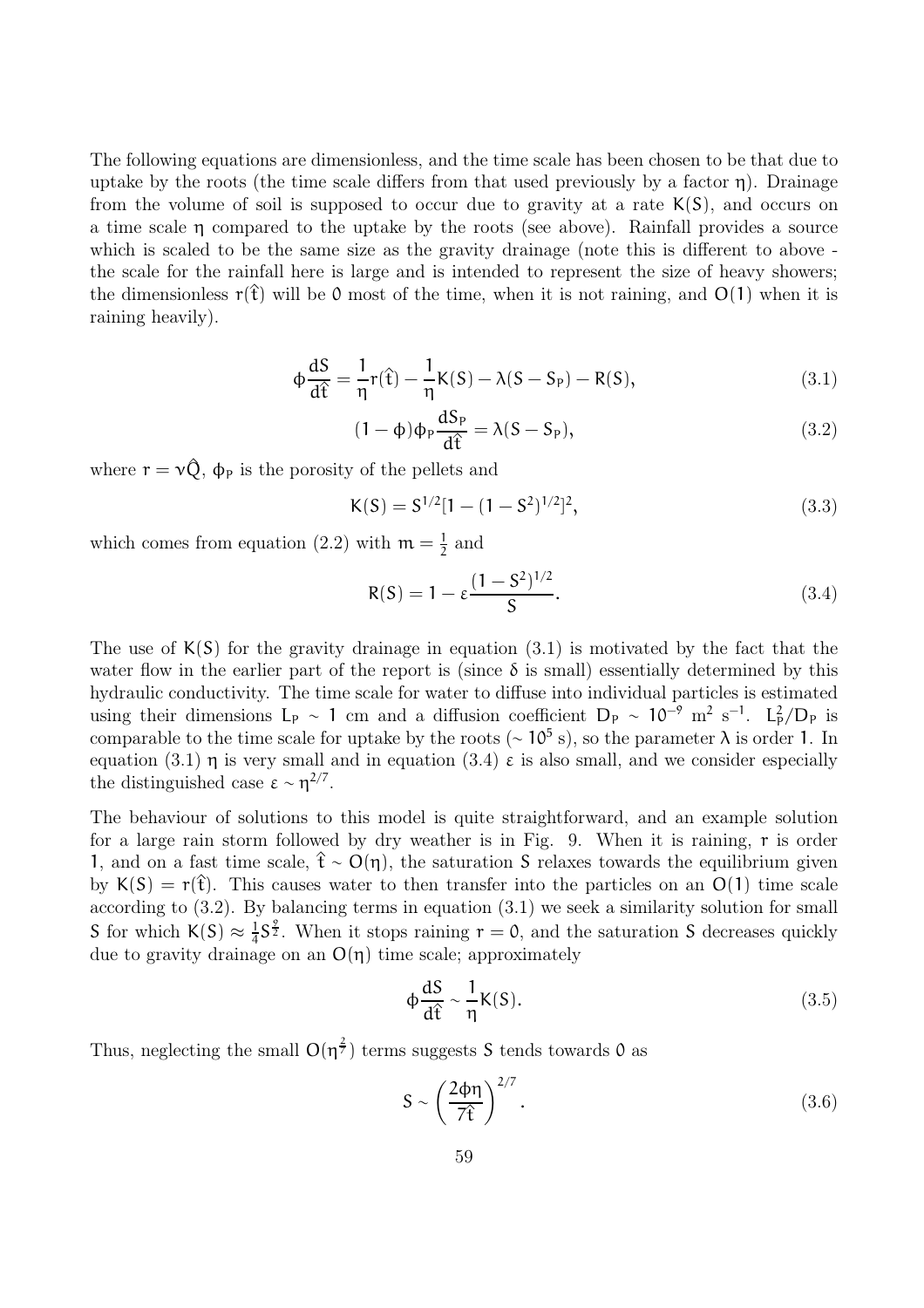The following equations are dimensionless, and the time scale has been chosen to be that due to uptake by the roots (the time scale differs from that used previously by a factor $\eta$). Drainage from the volume of soil is supposed to occur due to gravity at a rate $K(S)$, and occurs on a time scale $\eta$ compared to the uptake by the roots (see above). Rainfall provides a source which is scaled to be the same size as the gravity drainage (note this is different to above - the scale for the rainfall here is large and is intended to represent the size of heavy showers; the dimensionless $r(\hat{t})$ will be $0$ most of the time, when it is not raining, and $O(1)$ when it is raining heavily).

$$\phi \frac{dS}{d\hat{t}} = \frac{1}{\eta} r(\hat{t}) - \frac{1}{\eta} K(S) - \lambda (S - S_P) - R(S), \tag{3.1}$$

$$(1 - \phi)\phi_P \frac{dS_P}{d\hat{t}} = \lambda (S - S_P), \tag{3.2}$$

where $r = \nu \hat{Q}$, $\phi_P$ is the porosity of the pellets and

$$K(S) = S^{1/2}[1 - (1 - S^2)^{1/2}]^2, \tag{3.3}$$

which comes from equation (2.2) with $m = \frac{1}{2}$ and

$$R(S) = 1 - \varepsilon \frac{(1 - S^2)^{1/2}}{S}. \tag{3.4}$$

The use of $K(S)$ for the gravity drainage in equation (3.1) is motivated by the fact that the water flow in the earlier part of the report is (since $\delta$ is small) essentially determined by this hydraulic conductivity. The time scale for water to diffuse into individual particles is estimated using their dimensions $L_P \sim 1$ cm and a diffusion coefficient $D_P \sim 10^{-9}$ m$^2$ s$^{-1}$. $L_P^2/D_P$ is comparable to the time scale for uptake by the roots ($\sim 10^5$ s), so the parameter $\lambda$ is order $1$. In equation (3.1) $\eta$ is very small and in equation (3.4) $\varepsilon$ is also small, and we consider especially the distinguished case $\varepsilon \sim \eta^{2/7}$.

The behaviour of solutions to this model is quite straightforward, and an example solution for a large rain storm followed by dry weather is in Fig. 9. When it is raining, $r$ is order $1$, and on a fast time scale, $\hat{t} \sim O(\eta)$, the saturation $S$ relaxes towards the equilibrium given by $K(S) = r(\hat{t})$. This causes water to then transfer into the particles on an $O(1)$ time scale according to (3.2). By balancing terms in equation (3.1) we seek a similarity solution for small $S$ for which $K(S) \approx \frac{1}{4} S^{\frac{9}{2}}$. When it stops raining $r = 0$, and the saturation $S$ decreases quickly due to gravity drainage on an $O(\eta)$ time scale; approximately

$$\phi \frac{dS}{d\hat{t}} \sim \frac{1}{\eta} K(S). \tag{3.5}$$

Thus, neglecting the small $O(\eta^{\frac{2}{7}})$ terms suggests $S$ tends towards $0$ as

$$S \sim \left( \frac{2\phi\eta}{7\hat{t}} \right)^{2/7}. \tag{3.6}$$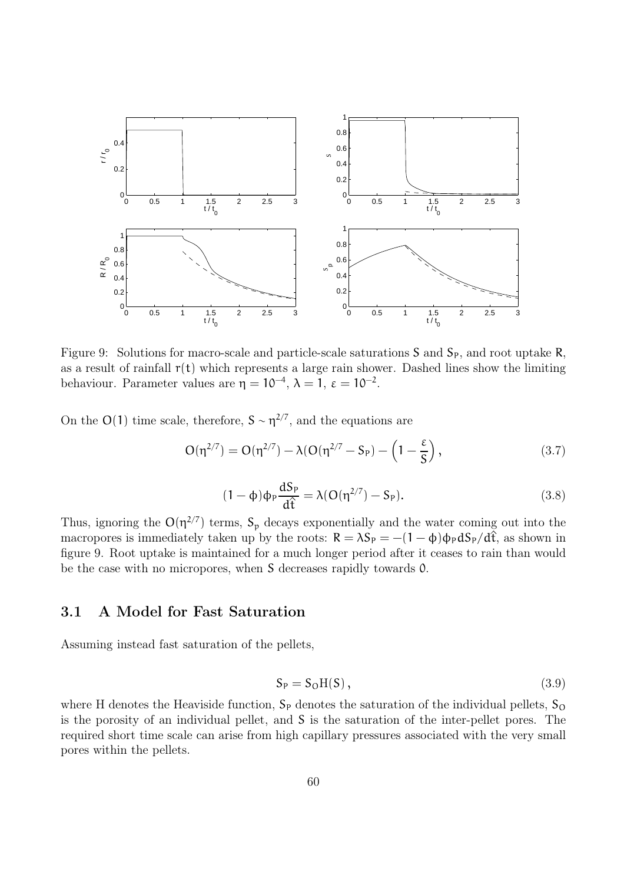Figure 9: Solutions for macro-scale and particle-scale saturations $S$ and $S_P$, and root uptake $R$, as a result of rainfall $r(t)$ which represents a large rain shower. Dashed lines show the limiting behaviour. Parameter values are $\eta = 10^{-4}$, $\lambda = 1$, $\varepsilon = 10^{-2}$.

On the $O(1)$ time scale, therefore, $S \sim \eta^{2/7}$, and the equations are

$$O(\eta^{2/7}) = O(\eta^{2/7}) - \lambda(O(\eta^{2/7} - S_P) - \left(1 - \frac{\varepsilon}{S}\right), \tag{3.7}$$

$$(1-\phi)\phi_P \frac{dS_P}{d\hat{t}} = \lambda(O(\eta^{2/7}) - S_P). \tag{3.8}$$

Thus, ignoring the $O(\eta^{2/7})$ terms, $S_p$ decays exponentially and the water coming out into the macropores is immediately taken up by the roots: $R = \lambda S_P = -(1-\phi)\phi_P dS_P/d\hat{t}$, as shown in figure 9. Root uptake is maintained for a much longer period after it ceases to rain than would be the case with no micropores, when $S$ decreases rapidly towards 0.

## 3.1 A Model for Fast Saturation

Assuming instead fast saturation of the pellets,

$$S_P = S_O H(S), \tag{3.9}$$

where H denotes the Heaviside function, $S_P$ denotes the saturation of the individual pellets, $S_O$ is the porosity of an individual pellet, and $S$ is the saturation of the inter-pellet pores. The required short time scale can arise from high capillary pressures associated with the very small pores within the pellets.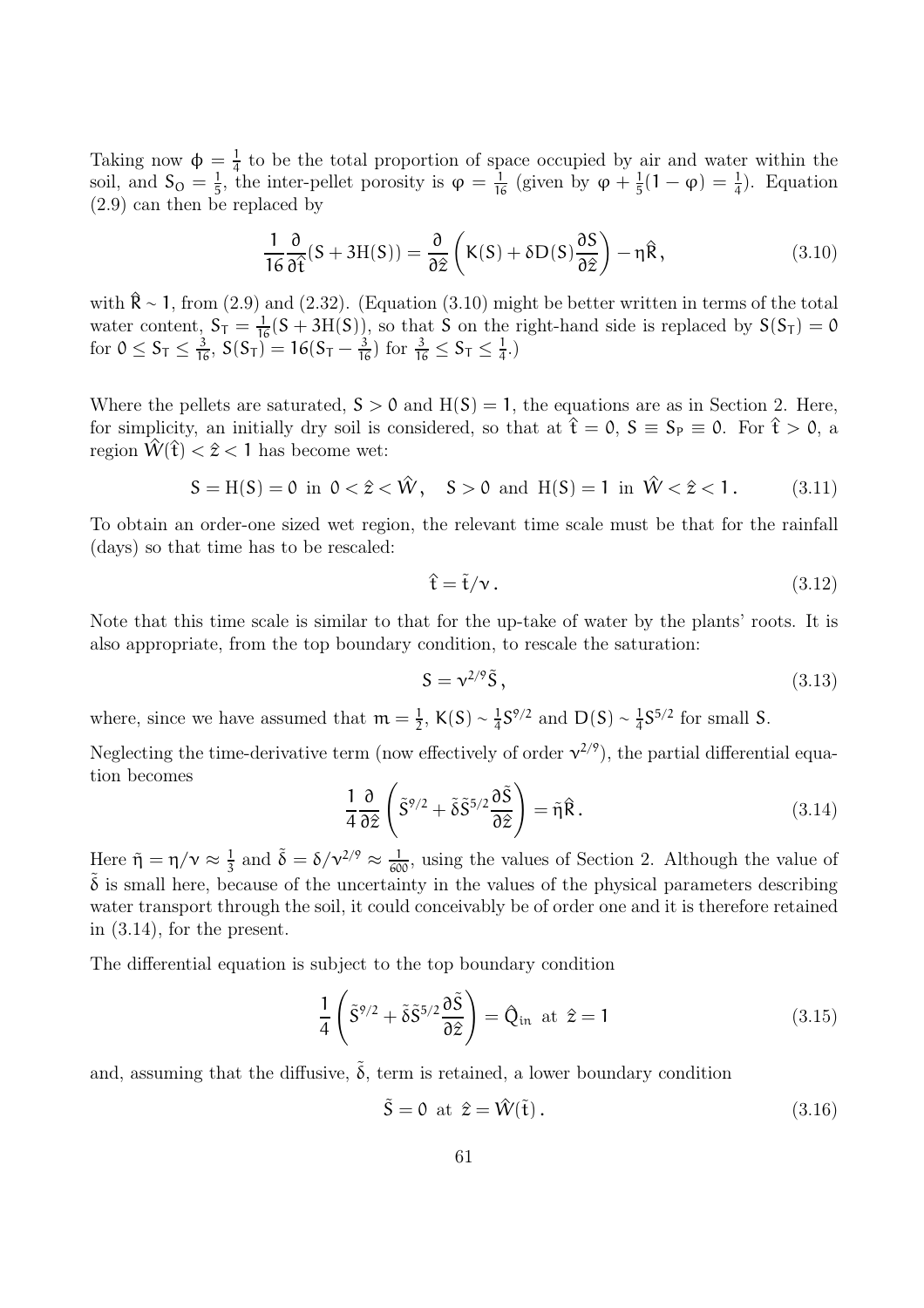Taking now $\phi = \frac{1}{4}$ to be the total proportion of space occupied by air and water within the soil, and $S_O = \frac{1}{5}$, the inter-pellet porosity is $\varphi = \frac{1}{16}$ (given by $\varphi + \frac{1}{5}(1 - \varphi) = \frac{1}{4}$). Equation (2.9) can then be replaced by

$$\frac{1}{16}\frac{\partial}{\partial \hat{t}}(S + 3\mathrm{H}(S)) = \frac{\partial}{\partial \hat{z}}\left(K(S) + \delta D(S)\frac{\partial S}{\partial \hat{z}}\right) - \eta \hat{R}, \tag{3.10}$$

with $\hat{R} \sim 1$, from (2.9) and (2.32). (Equation (3.10) might be better written in terms of the total water content, $S_T = \frac{1}{16}(S + 3\mathrm{H}(S))$, so that $S$ on the right-hand side is replaced by $S(S_T) = 0$ for $0 \leq S_T \leq \frac{3}{16}$, $S(S_T) = 16(S_T - \frac{3}{16})$ for $\frac{3}{16} \leq S_T \leq \frac{1}{4}$.)

Where the pellets are saturated, $S > 0$ and $\mathrm{H}(S) = 1$, the equations are as in Section 2. Here, for simplicity, an initially dry soil is considered, so that at $\hat{t} = 0$, $S \equiv S_P \equiv 0$. For $\hat{t} > 0$, a region $\hat{W}(\hat{t}) < \hat{z} < 1$ has become wet:

$$S = \mathrm{H}(S) = 0 \text{ in } 0 < \hat{z} < \hat{W}, \quad S > 0 \text{ and } \mathrm{H}(S) = 1 \text{ in } \hat{W} < \hat{z} < 1. \tag{3.11}$$

To obtain an order-one sized wet region, the relevant time scale must be that for the rainfall (days) so that time has to be rescaled:

$$\hat{t} = \tilde{t}/\nu. \tag{3.12}$$

Note that this time scale is similar to that for the up-take of water by the plants' roots. It is also appropriate, from the top boundary condition, to rescale the saturation:

$$S = \nu^{2/9}\tilde{S}, \tag{3.13}$$

where, since we have assumed that $m = \frac{1}{2}$, $K(S) \sim \frac{1}{4}S^{9/2}$ and $D(S) \sim \frac{1}{4}S^{5/2}$ for small $S$.

Neglecting the time-derivative term (now effectively of order $\nu^{2/9}$), the partial differential equation becomes

$$\frac{1}{4}\frac{\partial}{\partial \hat{z}}\left(\tilde{S}^{9/2} + \tilde{\delta}\tilde{S}^{5/2}\frac{\partial \tilde{S}}{\partial \hat{z}}\right) = \tilde{\eta}\hat{R}. \tag{3.14}$$

Here $\tilde{\eta} = \eta/\nu \approx \frac{1}{3}$ and $\tilde{\delta} = \delta/\nu^{2/9} \approx \frac{1}{600}$, using the values of Section 2. Although the value of $\tilde{\delta}$ is small here, because of the uncertainty in the values of the physical parameters describing water transport through the soil, it could conceivably be of order one and it is therefore retained in (3.14), for the present.

The differential equation is subject to the top boundary condition

$$\frac{1}{4}\left(\tilde{S}^{9/2} + \tilde{\delta}\tilde{S}^{5/2}\frac{\partial \tilde{S}}{\partial \hat{z}}\right) = \hat{Q}_{in} \text{ at } \hat{z} = 1 \tag{3.15}$$

and, assuming that the diffusive, $\tilde{\delta}$, term is retained, a lower boundary condition

$$\tilde{S} = 0 \text{ at } \hat{z} = \hat{W}(\tilde{t}). \tag{3.16}$$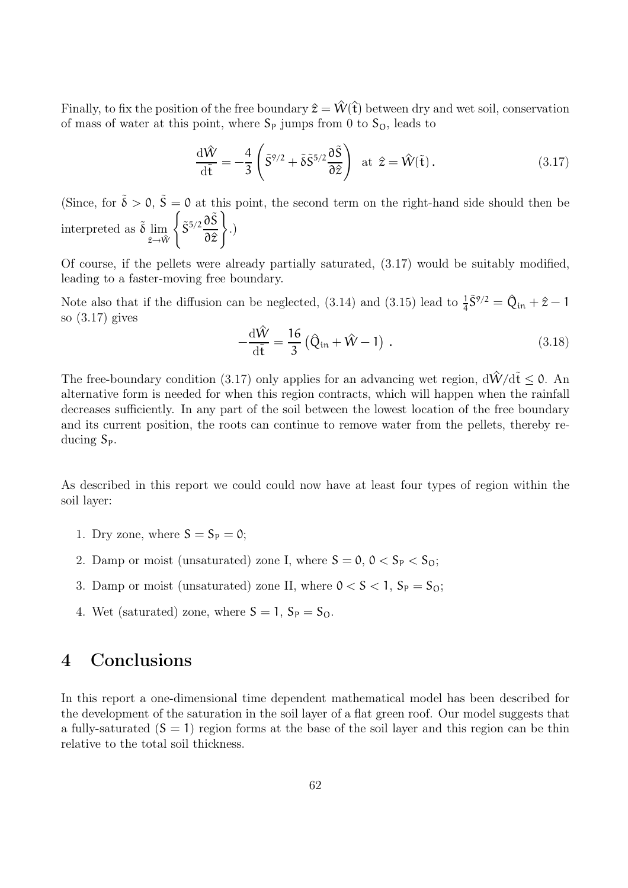Finally, to fix the position of the free boundary $\hat{z} = \hat{W}(\hat{t})$ between dry and wet soil, conservation of mass of water at this point, where $S_P$ jumps from 0 to $S_O$, leads to

$$\frac{d\hat{W}}{d\tilde{t}} = -\frac{4}{3}\left(\tilde{S}^{9/2} + \tilde{\delta}\tilde{S}^{5/2}\frac{\partial \tilde{S}}{\partial \hat{z}}\right) \text{ at } \hat{z} = \hat{W}(\tilde{t}) \,. \tag{3.17}$$

(Since, for $\tilde{\delta} > 0$, $\tilde{S} = 0$ at this point, the second term on the right-hand side should then be interpreted as $\tilde{\delta} \lim_{\hat{z}\to\hat{W}} \left\{\tilde{S}^{5/2}\frac{\partial \tilde{S}}{\partial \hat{z}}\right\}$.)

Of course, if the pellets were already partially saturated, (3.17) would be suitably modified, leading to a faster-moving free boundary.

Note also that if the diffusion can be neglected, (3.14) and (3.15) lead to $\frac{1}{4}\tilde{S}^{9/2} = \hat{Q}_{in} + \hat{z} - 1$ so (3.17) gives

$$-\frac{d\hat{W}}{d\tilde{t}} = \frac{16}{3}\left(\hat{Q}_{in} + \hat{W} - 1\right) \,. \tag{3.18}$$

The free-boundary condition (3.17) only applies for an advancing wet region, $d\hat{W}/d\tilde{t} \leq 0$. An alternative form is needed for when this region contracts, which will happen when the rainfall decreases sufficiently. In any part of the soil between the lowest location of the free boundary and its current position, the roots can continue to remove water from the pellets, thereby reducing $S_P$.

As described in this report we could could now have at least four types of region within the soil layer:

1. Dry zone, where $S = S_P = 0$;
2. Damp or moist (unsaturated) zone I, where $S = 0$, $0 < S_P < S_O$;
3. Damp or moist (unsaturated) zone II, where $0 < S < 1$, $S_P = S_O$;
4. Wet (saturated) zone, where $S = 1$, $S_P = S_O$.

# 4 Conclusions

In this report a one-dimensional time dependent mathematical model has been described for the development of the saturation in the soil layer of a flat green roof. Our model suggests that a fully-saturated ($S = 1$) region forms at the base of the soil layer and this region can be thin relative to the total soil thickness.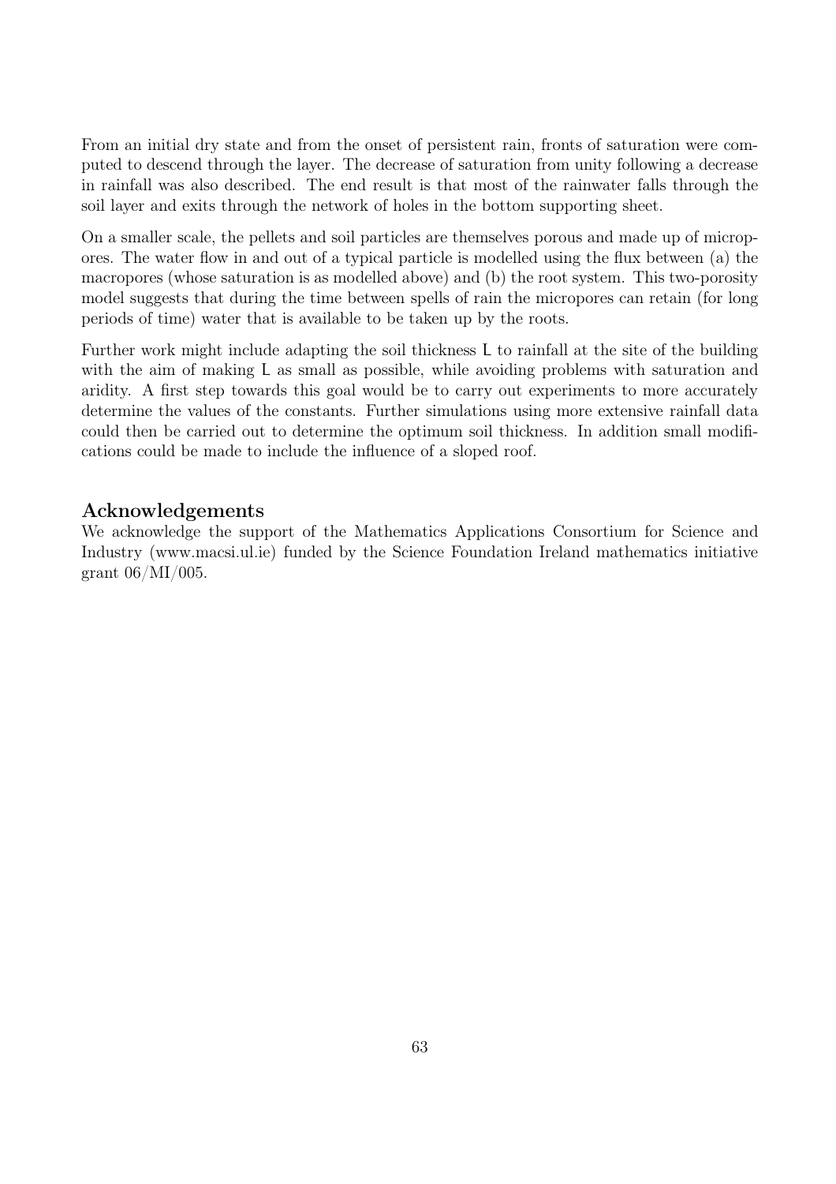From an initial dry state and from the onset of persistent rain, fronts of saturation were computed to descend through the layer. The decrease of saturation from unity following a decrease in rainfall was also described. The end result is that most of the rainwater falls through the soil layer and exits through the network of holes in the bottom supporting sheet.

On a smaller scale, the pellets and soil particles are themselves porous and made up of micropores. The water flow in and out of a typical particle is modelled using the flux between (a) the macropores (whose saturation is as modelled above) and (b) the root system. This two-porosity model suggests that during the time between spells of rain the micropores can retain (for long periods of time) water that is available to be taken up by the roots.

Further work might include adapting the soil thickness $\mathsf{L}$ to rainfall at the site of the building with the aim of making $\mathsf{L}$ as small as possible, while avoiding problems with saturation and aridity. A first step towards this goal would be to carry out experiments to more accurately determine the values of the constants. Further simulations using more extensive rainfall data could then be carried out to determine the optimum soil thickness. In addition small modifications could be made to include the influence of a sloped roof.

## Acknowledgements

We acknowledge the support of the Mathematics Applications Consortium for Science and Industry (www.macsi.ul.ie) funded by the Science Foundation Ireland mathematics initiative grant 06/MI/005.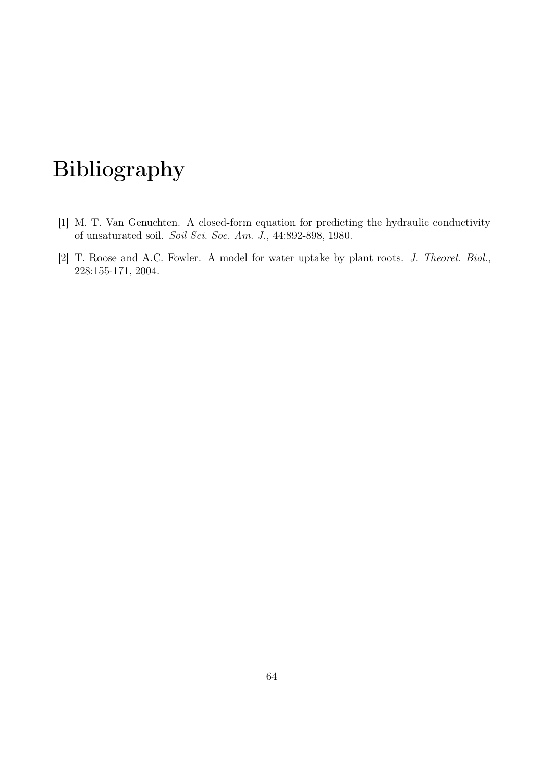# Bibliography

[1] M. T. Van Genuchten. A closed-form equation for predicting the hydraulic conductivity of unsaturated soil. *Soil Sci. Soc. Am. J.*, 44:892-898, 1980.

[2] T. Roose and A.C. Fowler. A model for water uptake by plant roots. *J. Theoret. Biol.*, 228:155-171, 2004.